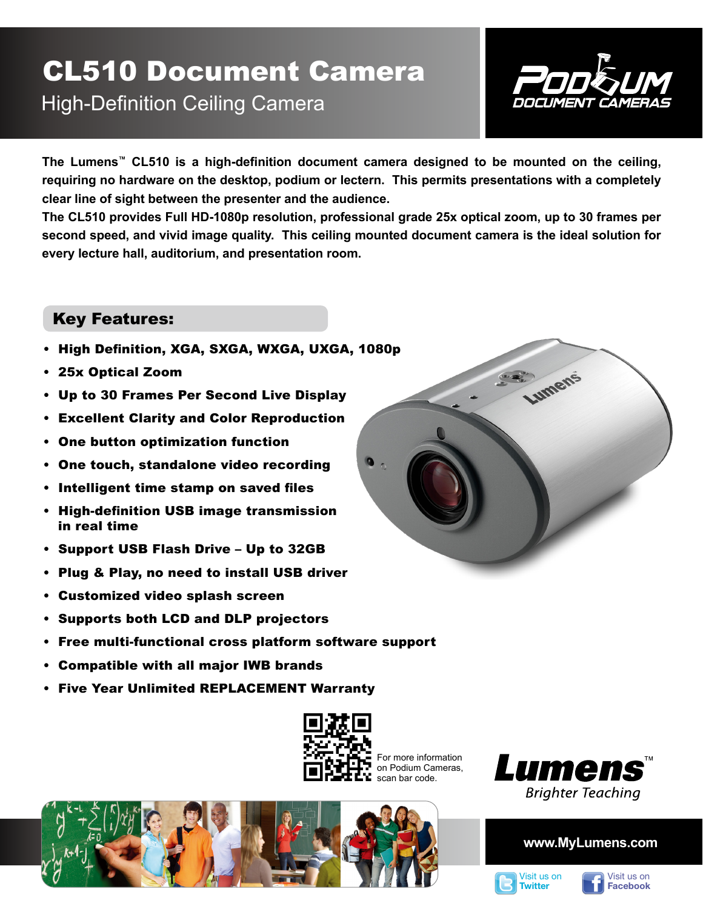# CL510 Document Camera

## High-Definition Ceiling Camera

PODIUM DOCUMENT CAMERAS

**The Lumens™ CL510 is a high-definition document camera designed to be mounted on the ceiling, requiring no hardware on the desktop, podium or lectern. This permits presentations with a completely clear line of sight between the presenter and the audience.**

**The CL510 provides Full HD-1080p resolution, professional grade 25x optical zoom, up to 30 frames per second speed, and vivid image quality. This ceiling mounted document camera is the ideal solution for every lecture hall, auditorium, and presentation room.**

## Key Features:

- **High Definition, XGA, SXGA, WXGA, UXGA, 1080p**
- **25x Optical Zoom**
- **Up to 30 Frames Per Second Live Display**
- **Excellent Clarity and Color Reproduction**
- **One button optimization function**
- **One touch, standalone video recording**
- **Intelligent time stamp on saved files**
- **High-definition USB image transmission in real time**
- **Support USB Flash Drive – Up to 32GB**
- **Plug & Play, no need to install USB driver**
- **Customized video splash screen**
- **Supports both LCD and DLP projectors**
- **Free multi-functional cross platform software support**
- **Compatible with all major IWB brands**
- **Five Year Unlimited REPLACEMENT Warranty**

For more information on Podium Cameras, scan bar code.

Lumens™ *Brighter Teaching*

**www.MyLumens.com**

Visit us on **Twitter**

Visit us on **Facebook**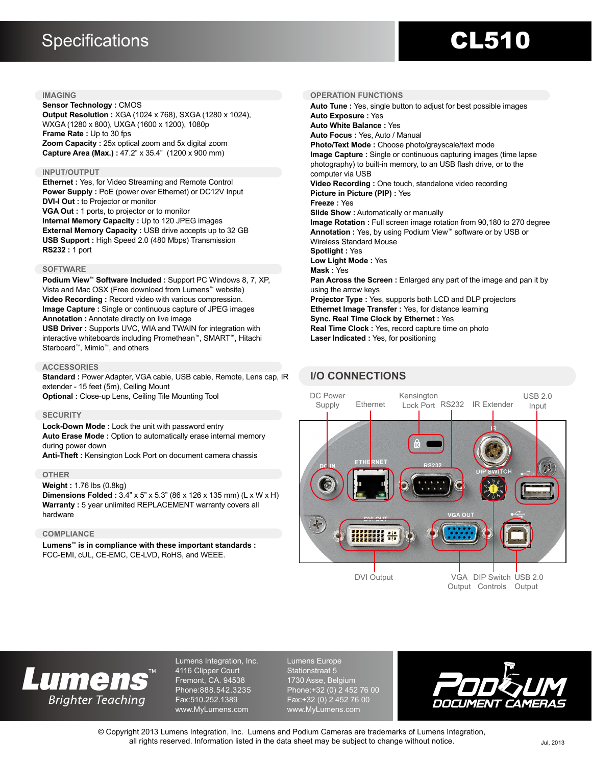# Specifications

# CL510

## IMAGING

**Sensor Technology :** CMOS
**Output Resolution :** XGA (1024 x 768), SXGA (1280 x 1024), WXGA (1280 x 800), UXGA (1600 x 1200), 1080p
**Frame Rate :** Up to 30 fps
**Zoom Capacity :** 25x optical zoom and 5x digital zoom
**Capture Area (Max.) :** 47.2" x 35.4" (1200 x 900 mm)

## INPUT/OUTPUT

**Ethernet :** Yes, for Video Streaming and Remote Control
**Power Supply :** PoE (power over Ethernet) or DC12V Input
**DVI-I Out :** to Projector or monitor
**VGA Out :** 1 ports, to projector or to monitor
**Internal Memory Capacity :** Up to 120 JPEG images
**External Memory Capacity :** USB drive accepts up to 32 GB
**USB Support :** High Speed 2.0 (480 Mbps) Transmission
**RS232 :** 1 port

## SOFTWARE

**Podium View™ Software Included :** Support PC Windows 8, 7, XP, Vista and Mac OSX (Free download from Lumens™ website)
**Video Recording :** Record video with various compression.
**Image Capture :** Single or continuous capture of JPEG images
**Annotation :** Annotate directly on live image
**USB Driver :** Supports UVC, WIA and TWAIN for integration with interactive whiteboards including Promethean™, SMART™, Hitachi Starboard™, Mimio™, and others

## ACCESSORIES

**Standard :** Power Adapter, VGA cable, USB cable, Remote, Lens cap, IR extender - 15 feet (5m), Ceiling Mount
**Optional :** Close-up Lens, Ceiling Tile Mounting Tool

## SECURITY

**Lock-Down Mode :** Lock the unit with password entry
**Auto Erase Mode :** Option to automatically erase internal memory during power down
**Anti-Theft :** Kensington Lock Port on document camera chassis

## OTHER

**Weight :** 1.76 lbs (0.8kg)
**Dimensions Folded :** 3.4" x 5" x 5.3" (86 x 126 x 135 mm) (L x W x H)
**Warranty :** 5 year unlimited REPLACEMENT warranty covers all hardware

## COMPLIANCE

**Lumens™ is in compliance with these important standards :**
FCC-EMI, cUL, CE-EMC, CE-LVD, RoHS, and WEEE.

## OPERATION FUNCTIONS

**Auto Tune :** Yes, single button to adjust for best possible images
**Auto Exposure :** Yes
**Auto White Balance :** Yes
**Auto Focus :** Yes, Auto / Manual
**Photo/Text Mode :** Choose photo/grayscale/text mode
**Image Capture :** Single or continuous capturing images (time lapse photography) to built-in memory, to an USB flash drive, or to the computer via USB
**Video Recording :** One touch, standalone video recording
**Picture in Picture (PIP) :** Yes
**Freeze :** Yes
**Slide Show :** Automatically or manually
**Image Rotation :** Full screen image rotation from 90,180 to 270 degree
**Annotation :** Yes, by using Podium View™ software or by USB or Wireless Standard Mouse
**Spotlight :** Yes
**Low Light Mode :** Yes
**Mask :** Yes
**Pan Across the Screen :** Enlarged any part of the image and pan it by using the arrow keys
**Projector Type :** Yes, supports both LCD and DLP projectors
**Ethernet Image Transfer :** Yes, for distance learning
**Sync. Real Time Clock by Ethernet :** Yes
**Real Time Clock :** Yes, record capture time on photo
**Laser Indicated :** Yes, for positioning

## I/O CONNECTIONS

DC Power Supply
Ethernet
Kensington Lock Port
RS232
IR Extender
USB 2.0 Input
DVI Output
VGA Output
DIP Switch Controls
USB 2.0 Output

Lumens Integration, Inc.
4116 Clipper Court
Fremont, CA. 94538
Phone:888.542.3235
Fax:510.252.1389
www.MyLumens.com

Lumens Europe
Stationstraat 5
1730 Asse, Belgium
Phone:+32 (0) 2 452 76 00
Fax:+32 (0) 2 452 76 00
www.MyLumens.com

© Copyright 2013 Lumens Integration, Inc. Lumens and Podium Cameras are trademarks of Lumens Integration, all rights reserved. Information listed in the data sheet may be subject to change without notice.

Jul, 2013